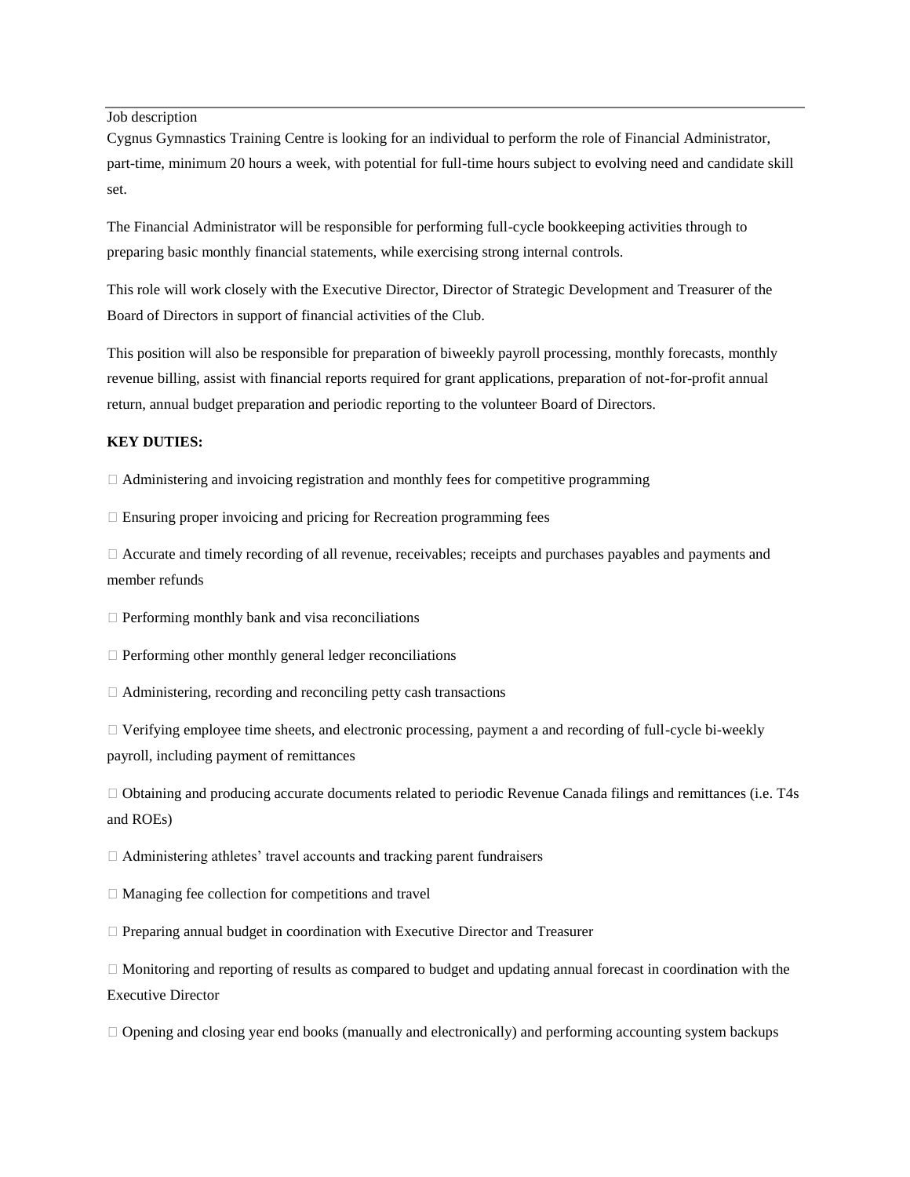Job description

Cygnus Gymnastics Training Centre is looking for an individual to perform the role of Financial Administrator, part-time, minimum 20 hours a week, with potential for full-time hours subject to evolving need and candidate skill set.

The Financial Administrator will be responsible for performing full-cycle bookkeeping activities through to preparing basic monthly financial statements, while exercising strong internal controls.

This role will work closely with the Executive Director, Director of Strategic Development and Treasurer of the Board of Directors in support of financial activities of the Club.

This position will also be responsible for preparation of biweekly payroll processing, monthly forecasts, monthly revenue billing, assist with financial reports required for grant applications, preparation of not-for-profit annual return, annual budget preparation and periodic reporting to the volunteer Board of Directors.

**KEY DUTIES:**

- Administering and invoicing registration and monthly fees for competitive programming
- Ensuring proper invoicing and pricing for Recreation programming fees
- Accurate and timely recording of all revenue, receivables; receipts and purchases payables and payments and member refunds
- Performing monthly bank and visa reconciliations
- Performing other monthly general ledger reconciliations
- Administering, recording and reconciling petty cash transactions
- Verifying employee time sheets, and electronic processing, payment a and recording of full-cycle bi-weekly payroll, including payment of remittances
- Obtaining and producing accurate documents related to periodic Revenue Canada filings and remittances (i.e. T4s and ROEs)
- Administering athletes' travel accounts and tracking parent fundraisers
- Managing fee collection for competitions and travel
- Preparing annual budget in coordination with Executive Director and Treasurer
- Monitoring and reporting of results as compared to budget and updating annual forecast in coordination with the Executive Director
- Opening and closing year end books (manually and electronically) and performing accounting system backups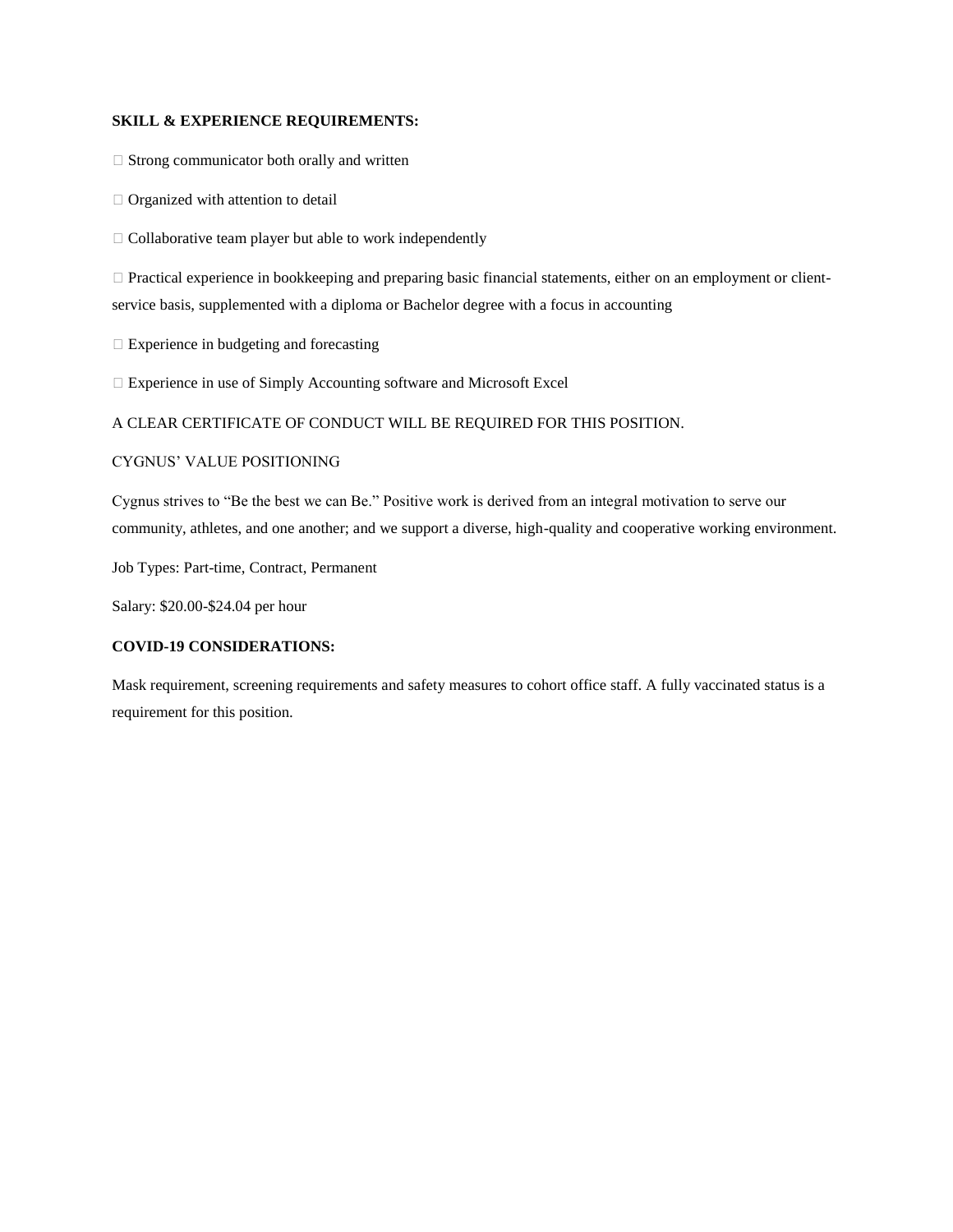**SKILL & EXPERIENCE REQUIREMENTS:**

- Strong communicator both orally and written
- Organized with attention to detail
- Collaborative team player but able to work independently
- Practical experience in bookkeeping and preparing basic financial statements, either on an employment or client-service basis, supplemented with a diploma or Bachelor degree with a focus in accounting
- Experience in budgeting and forecasting
- Experience in use of Simply Accounting software and Microsoft Excel

A CLEAR CERTIFICATE OF CONDUCT WILL BE REQUIRED FOR THIS POSITION.

CYGNUS' VALUE POSITIONING

Cygnus strives to "Be the best we can Be." Positive work is derived from an integral motivation to serve our community, athletes, and one another; and we support a diverse, high-quality and cooperative working environment.

Job Types: Part-time, Contract, Permanent

Salary: $20.00-$24.04 per hour

**COVID-19 CONSIDERATIONS:**

Mask requirement, screening requirements and safety measures to cohort office staff. A fully vaccinated status is a requirement for this position.